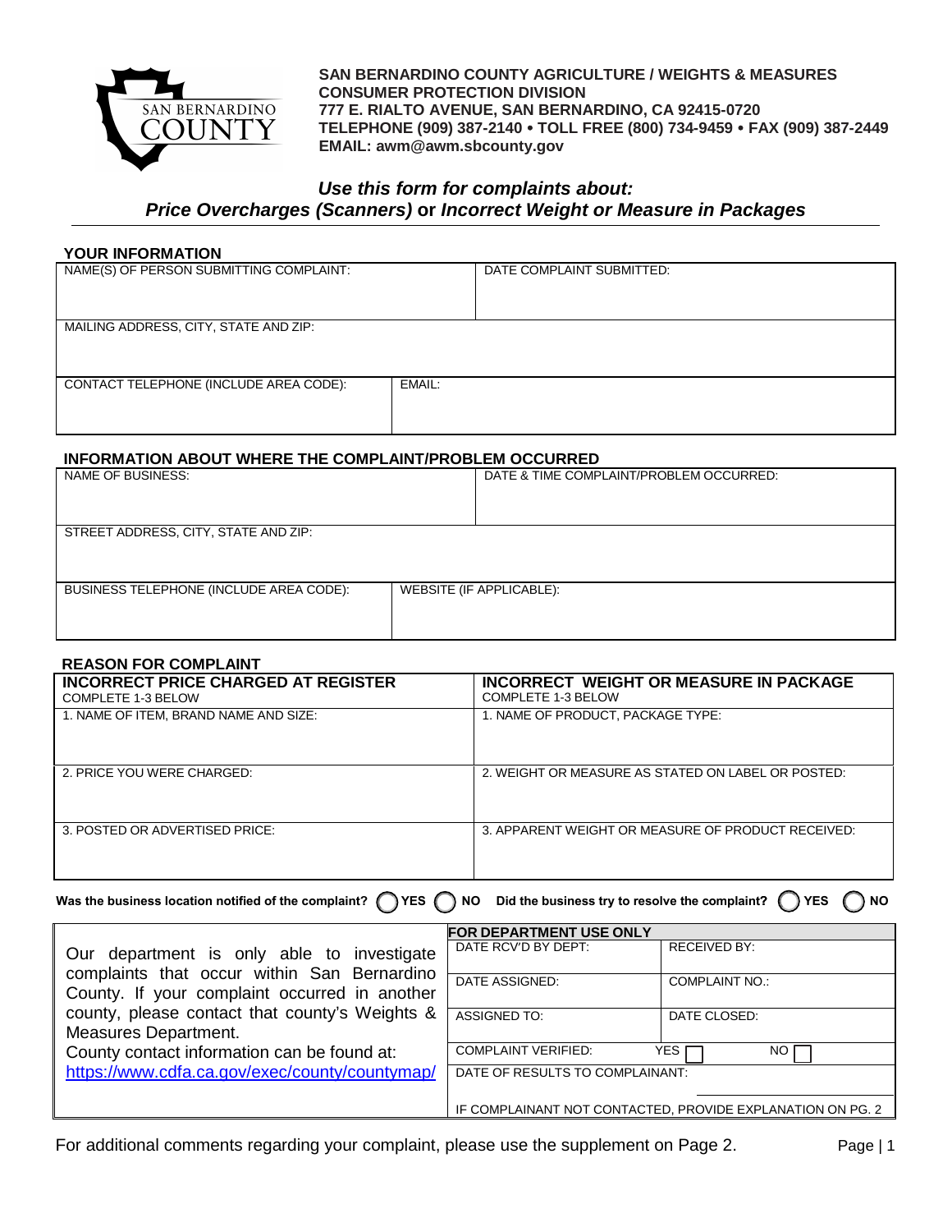**SAN BERNARDINO COUNTY AGRICULTURE / WEIGHTS & MEASURES**
**CONSUMER PROTECTION DIVISION**
**777 E. RIALTO AVENUE, SAN BERNARDINO, CA 92415-0720**
**TELEPHONE (909) 387-2140 • TOLL FREE (800) 734-9459 • FAX (909) 387-2449**
**EMAIL: awm@awm.sbcounty.gov**

***Use this form for complaints about:***
***Price Overcharges (Scanners)* or *Incorrect Weight or Measure in Packages***

## YOUR INFORMATION

| NAME(S) OF PERSON SUBMITTING COMPLAINT: | DATE COMPLAINT SUBMITTED: |
|---|---|
| MAILING ADDRESS, CITY, STATE AND ZIP: | |
| CONTACT TELEPHONE (INCLUDE AREA CODE): | EMAIL: |

## INFORMATION ABOUT WHERE THE COMPLAINT/PROBLEM OCCURRED

| NAME OF BUSINESS: | DATE & TIME COMPLAINT/PROBLEM OCCURRED: |
|---|---|
| STREET ADDRESS, CITY, STATE AND ZIP: | |
| BUSINESS TELEPHONE (INCLUDE AREA CODE): | WEBSITE (IF APPLICABLE): |

## REASON FOR COMPLAINT

| **INCORRECT PRICE CHARGED AT REGISTER** COMPLETE 1-3 BELOW | **INCORRECT WEIGHT OR MEASURE IN PACKAGE** COMPLETE 1-3 BELOW |
|---|---|
| 1. NAME OF ITEM, BRAND NAME AND SIZE: | 1. NAME OF PRODUCT, PACKAGE TYPE: |
| 2. PRICE YOU WERE CHARGED: | 2. WEIGHT OR MEASURE AS STATED ON LABEL OR POSTED: |
| 3. POSTED OR ADVERTISED PRICE: | 3. APPARENT WEIGHT OR MEASURE OF PRODUCT RECEIVED: |

**Was the business location notified of the complaint?** ◯ **YES** ◯ **NO** **Did the business try to resolve the complaint?** ◯ **YES** ◯ **NO**

Our department is only able to investigate complaints that occur within San Bernardino County. If your complaint occurred in another county, please contact that county's Weights & Measures Department.
County contact information can be found at:
https://www.cdfa.ca.gov/exec/county/countymap/

| **FOR DEPARTMENT USE ONLY** | |
|---|---|
| DATE RCV'D BY DEPT: | RECEIVED BY: |
| DATE ASSIGNED: | COMPLAINT NO.: |
| ASSIGNED TO: | DATE CLOSED: |
| COMPLAINT VERIFIED: YES ☐ | NO ☐ |
| DATE OF RESULTS TO COMPLAINANT: | |
| IF COMPLAINANT NOT CONTACTED, PROVIDE EXPLANATION ON PG. 2 | |

For additional comments regarding your complaint, please use the supplement on Page 2.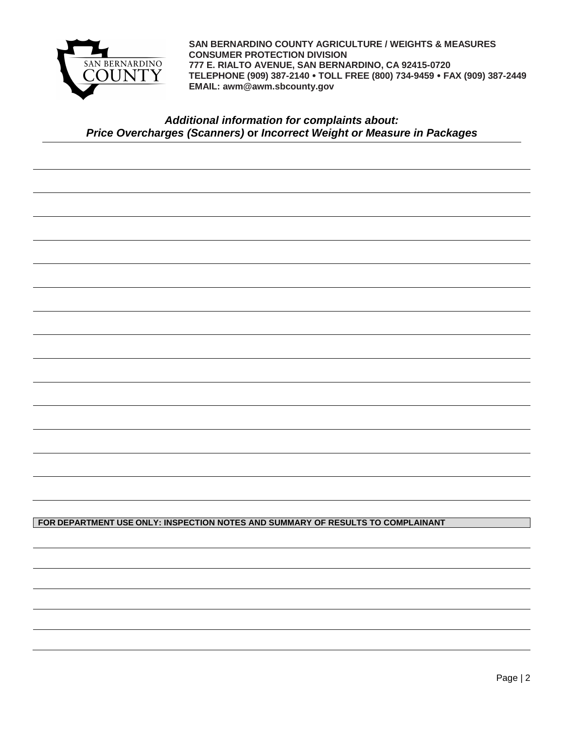**SAN BERNARDINO COUNTY AGRICULTURE / WEIGHTS & MEASURES**
**CONSUMER PROTECTION DIVISION**
**777 E. RIALTO AVENUE, SAN BERNARDINO, CA 92415-0720**
**TELEPHONE (909) 387-2140 • TOLL FREE (800) 734-9459 • FAX (909) 387-2449**
**EMAIL: awm@awm.sbcounty.gov**

## ***Additional information for complaints about:*** ***Price Overcharges (Scanners)*** **or** ***Incorrect Weight or Measure in Packages***

**FOR DEPARTMENT USE ONLY: INSPECTION NOTES AND SUMMARY OF RESULTS TO COMPLAINANT**